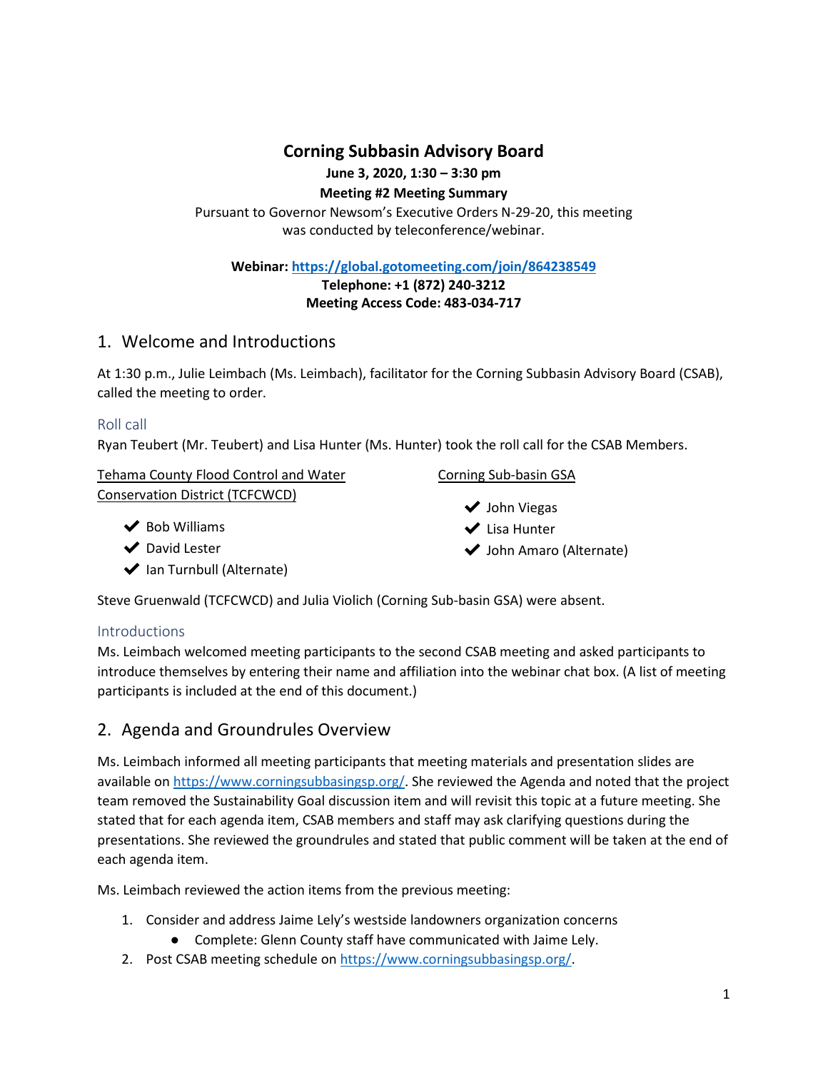# Corning Subbasin Advisory Board

**June 3, 2020, 1:30 – 3:30 pm**

**Meeting #2 Meeting Summary**

Pursuant to Governor Newsom's Executive Orders N-29-20, this meeting was conducted by teleconference/webinar.

**Webinar: [https://global.gotomeeting.com/join/864238549](https://global.gotomeeting.com/join/864238549)**
**Telephone: +1 (872) 240-3212**
**Meeting Access Code: 483-034-717**

## 1. Welcome and Introductions

At 1:30 p.m., Julie Leimbach (Ms. Leimbach), facilitator for the Corning Subbasin Advisory Board (CSAB), called the meeting to order.

### Roll call

Ryan Teubert (Mr. Teubert) and Lisa Hunter (Ms. Hunter) took the roll call for the CSAB Members.

Tehama County Flood Control and Water Conservation District (TCFCWCD)

- ✔ Bob Williams
- ✔ David Lester
- ✔ Ian Turnbull (Alternate)

Corning Sub-basin GSA

- ✔ John Viegas
- ✔ Lisa Hunter
- ✔ John Amaro (Alternate)

Steve Gruenwald (TCFCWCD) and Julia Violich (Corning Sub-basin GSA) were absent.

### Introductions

Ms. Leimbach welcomed meeting participants to the second CSAB meeting and asked participants to introduce themselves by entering their name and affiliation into the webinar chat box. (A list of meeting participants is included at the end of this document.)

## 2. Agenda and Groundrules Overview

Ms. Leimbach informed all meeting participants that meeting materials and presentation slides are available on [https://www.corningsubbasingsp.org/](https://www.corningsubbasingsp.org/). She reviewed the Agenda and noted that the project team removed the Sustainability Goal discussion item and will revisit this topic at a future meeting. She stated that for each agenda item, CSAB members and staff may ask clarifying questions during the presentations. She reviewed the groundrules and stated that public comment will be taken at the end of each agenda item.

Ms. Leimbach reviewed the action items from the previous meeting:

1. Consider and address Jaime Lely's westside landowners organization concerns
   - Complete: Glenn County staff have communicated with Jaime Lely.
2. Post CSAB meeting schedule on [https://www.corningsubbasingsp.org/](https://www.corningsubbasingsp.org/).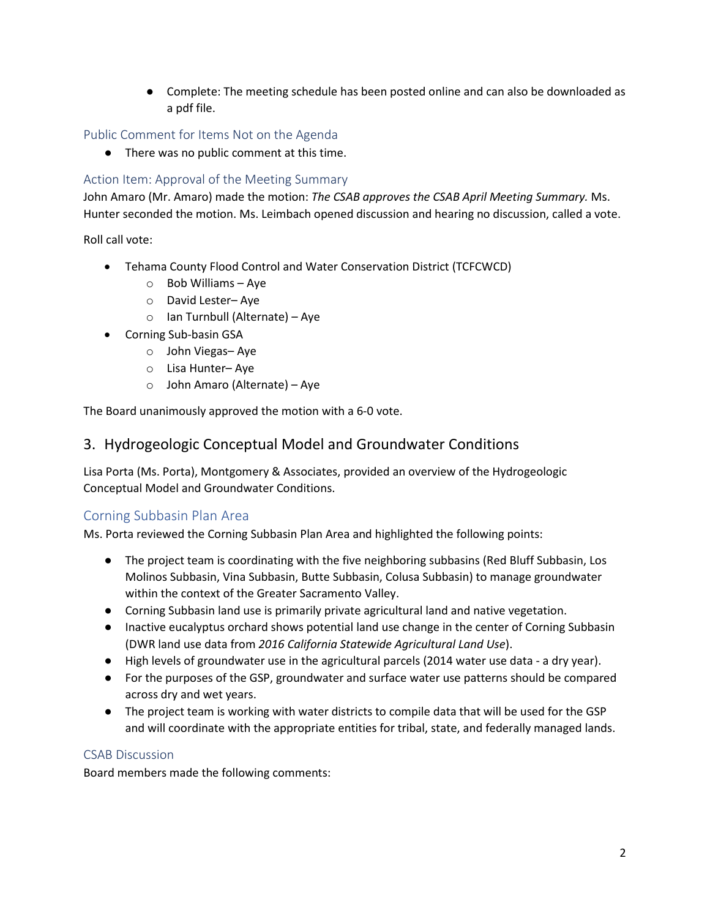- Complete: The meeting schedule has been posted online and can also be downloaded as a pdf file.

### Public Comment for Items Not on the Agenda

- There was no public comment at this time.

### Action Item: Approval of the Meeting Summary

John Amaro (Mr. Amaro) made the motion: *The CSAB approves the CSAB April Meeting Summary.* Ms. Hunter seconded the motion. Ms. Leimbach opened discussion and hearing no discussion, called a vote.

Roll call vote:

- Tehama County Flood Control and Water Conservation District (TCFCWCD)
  - Bob Williams – Aye
  - David Lester– Aye
  - Ian Turnbull (Alternate) – Aye
- Corning Sub-basin GSA
  - John Viegas– Aye
  - Lisa Hunter– Aye
  - John Amaro (Alternate) – Aye

The Board unanimously approved the motion with a 6-0 vote.

## 3. Hydrogeologic Conceptual Model and Groundwater Conditions

Lisa Porta (Ms. Porta), Montgomery & Associates, provided an overview of the Hydrogeologic Conceptual Model and Groundwater Conditions.

### Corning Subbasin Plan Area

Ms. Porta reviewed the Corning Subbasin Plan Area and highlighted the following points:

- The project team is coordinating with the five neighboring subbasins (Red Bluff Subbasin, Los Molinos Subbasin, Vina Subbasin, Butte Subbasin, Colusa Subbasin) to manage groundwater within the context of the Greater Sacramento Valley.
- Corning Subbasin land use is primarily private agricultural land and native vegetation.
- Inactive eucalyptus orchard shows potential land use change in the center of Corning Subbasin (DWR land use data from *2016 California Statewide Agricultural Land Use*).
- High levels of groundwater use in the agricultural parcels (2014 water use data - a dry year).
- For the purposes of the GSP, groundwater and surface water use patterns should be compared across dry and wet years.
- The project team is working with water districts to compile data that will be used for the GSP and will coordinate with the appropriate entities for tribal, state, and federally managed lands.

### CSAB Discussion

Board members made the following comments: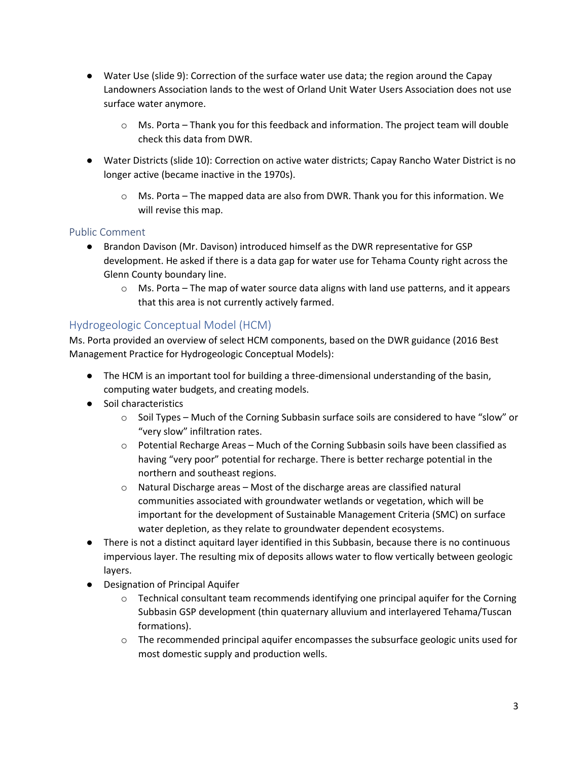- Water Use (slide 9): Correction of the surface water use data; the region around the Capay Landowners Association lands to the west of Orland Unit Water Users Association does not use surface water anymore.
    - Ms. Porta – Thank you for this feedback and information. The project team will double check this data from DWR.
- Water Districts (slide 10): Correction on active water districts; Capay Rancho Water District is no longer active (became inactive in the 1970s).
    - Ms. Porta – The mapped data are also from DWR. Thank you for this information. We will revise this map.

### Public Comment

- Brandon Davison (Mr. Davison) introduced himself as the DWR representative for GSP development. He asked if there is a data gap for water use for Tehama County right across the Glenn County boundary line.
    - Ms. Porta – The map of water source data aligns with land use patterns, and it appears that this area is not currently actively farmed.

## Hydrogeologic Conceptual Model (HCM)

Ms. Porta provided an overview of select HCM components, based on the DWR guidance (2016 Best Management Practice for Hydrogeologic Conceptual Models):

- The HCM is an important tool for building a three-dimensional understanding of the basin, computing water budgets, and creating models.
- Soil characteristics
    - Soil Types – Much of the Corning Subbasin surface soils are considered to have "slow" or "very slow" infiltration rates.
    - Potential Recharge Areas – Much of the Corning Subbasin soils have been classified as having "very poor" potential for recharge. There is better recharge potential in the northern and southeast regions.
    - Natural Discharge areas – Most of the discharge areas are classified natural communities associated with groundwater wetlands or vegetation, which will be important for the development of Sustainable Management Criteria (SMC) on surface water depletion, as they relate to groundwater dependent ecosystems.
- There is not a distinct aquitard layer identified in this Subbasin, because there is no continuous impervious layer. The resulting mix of deposits allows water to flow vertically between geologic layers.
- Designation of Principal Aquifer
    - Technical consultant team recommends identifying one principal aquifer for the Corning Subbasin GSP development (thin quaternary alluvium and interlayered Tehama/Tuscan formations).
    - The recommended principal aquifer encompasses the subsurface geologic units used for most domestic supply and production wells.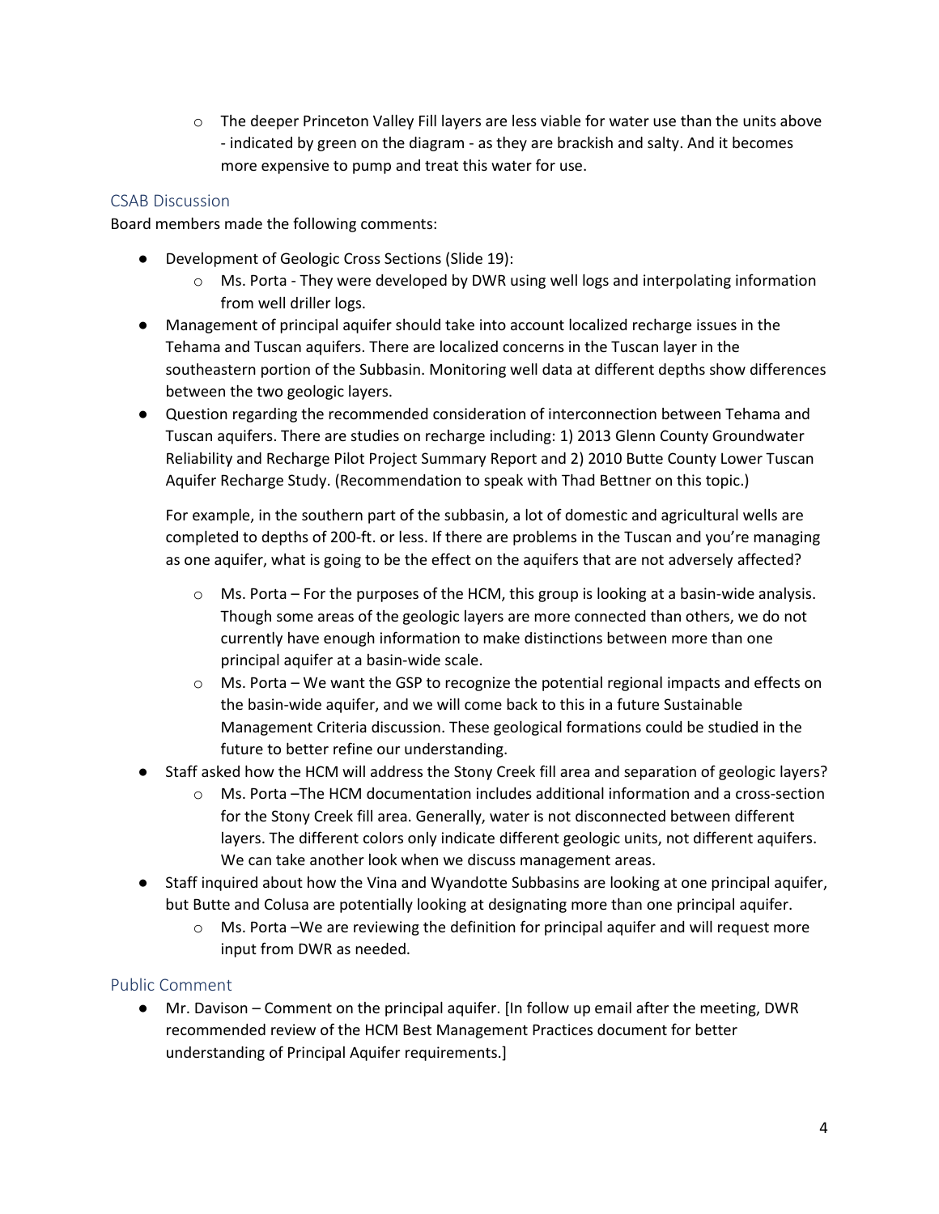- The deeper Princeton Valley Fill layers are less viable for water use than the units above - indicated by green on the diagram - as they are brackish and salty. And it becomes more expensive to pump and treat this water for use.

### CSAB Discussion

Board members made the following comments:

- Development of Geologic Cross Sections (Slide 19):
    - Ms. Porta - They were developed by DWR using well logs and interpolating information from well driller logs.
- Management of principal aquifer should take into account localized recharge issues in the Tehama and Tuscan aquifers. There are localized concerns in the Tuscan layer in the southeastern portion of the Subbasin. Monitoring well data at different depths show differences between the two geologic layers.
- Question regarding the recommended consideration of interconnection between Tehama and Tuscan aquifers. There are studies on recharge including: 1) 2013 Glenn County Groundwater Reliability and Recharge Pilot Project Summary Report and 2) 2010 Butte County Lower Tuscan Aquifer Recharge Study. (Recommendation to speak with Thad Bettner on this topic.)

  For example, in the southern part of the subbasin, a lot of domestic and agricultural wells are completed to depths of 200-ft. or less. If there are problems in the Tuscan and you're managing as one aquifer, what is going to be the effect on the aquifers that are not adversely affected?

    - Ms. Porta – For the purposes of the HCM, this group is looking at a basin-wide analysis. Though some areas of the geologic layers are more connected than others, we do not currently have enough information to make distinctions between more than one principal aquifer at a basin-wide scale.
    - Ms. Porta – We want the GSP to recognize the potential regional impacts and effects on the basin-wide aquifer, and we will come back to this in a future Sustainable Management Criteria discussion. These geological formations could be studied in the future to better refine our understanding.
- Staff asked how the HCM will address the Stony Creek fill area and separation of geologic layers?
    - Ms. Porta –The HCM documentation includes additional information and a cross-section for the Stony Creek fill area. Generally, water is not disconnected between different layers. The different colors only indicate different geologic units, not different aquifers. We can take another look when we discuss management areas.
- Staff inquired about how the Vina and Wyandotte Subbasins are looking at one principal aquifer, but Butte and Colusa are potentially looking at designating more than one principal aquifer.
    - Ms. Porta –We are reviewing the definition for principal aquifer and will request more input from DWR as needed.

### Public Comment

- Mr. Davison – Comment on the principal aquifer. [In follow up email after the meeting, DWR recommended review of the HCM Best Management Practices document for better understanding of Principal Aquifer requirements.]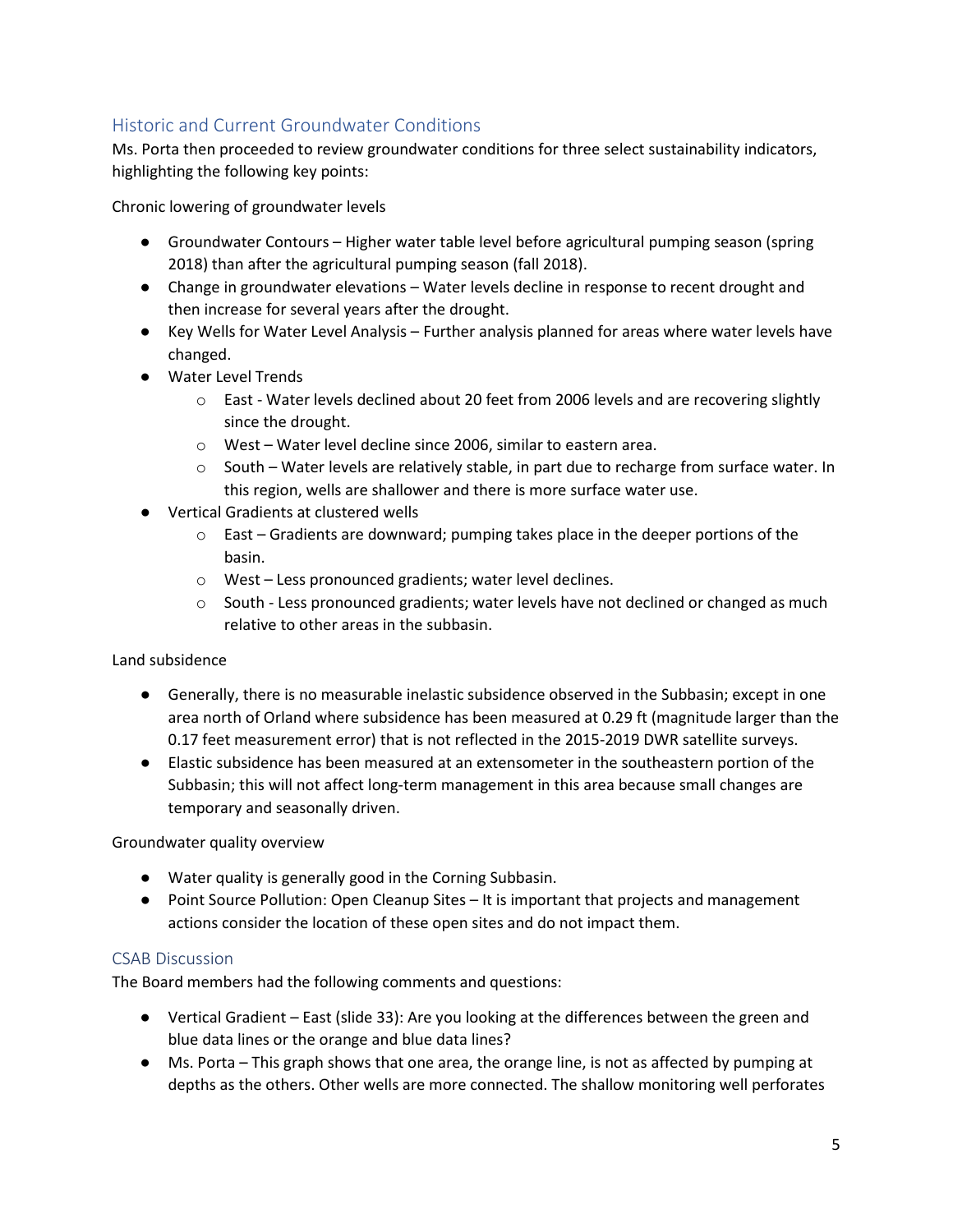## Historic and Current Groundwater Conditions

Ms. Porta then proceeded to review groundwater conditions for three select sustainability indicators, highlighting the following key points:

Chronic lowering of groundwater levels

- Groundwater Contours – Higher water table level before agricultural pumping season (spring 2018) than after the agricultural pumping season (fall 2018).
- Change in groundwater elevations – Water levels decline in response to recent drought and then increase for several years after the drought.
- Key Wells for Water Level Analysis – Further analysis planned for areas where water levels have changed.
- Water Level Trends
  - East - Water levels declined about 20 feet from 2006 levels and are recovering slightly since the drought.
  - West – Water level decline since 2006, similar to eastern area.
  - South – Water levels are relatively stable, in part due to recharge from surface water. In this region, wells are shallower and there is more surface water use.
- Vertical Gradients at clustered wells
  - East – Gradients are downward; pumping takes place in the deeper portions of the basin.
  - West – Less pronounced gradients; water level declines.
  - South - Less pronounced gradients; water levels have not declined or changed as much relative to other areas in the subbasin.

Land subsidence

- Generally, there is no measurable inelastic subsidence observed in the Subbasin; except in one area north of Orland where subsidence has been measured at 0.29 ft (magnitude larger than the 0.17 feet measurement error) that is not reflected in the 2015-2019 DWR satellite surveys.
- Elastic subsidence has been measured at an extensometer in the southeastern portion of the Subbasin; this will not affect long-term management in this area because small changes are temporary and seasonally driven.

Groundwater quality overview

- Water quality is generally good in the Corning Subbasin.
- Point Source Pollution: Open Cleanup Sites – It is important that projects and management actions consider the location of these open sites and do not impact them.

## CSAB Discussion

The Board members had the following comments and questions:

- Vertical Gradient – East (slide 33): Are you looking at the differences between the green and blue data lines or the orange and blue data lines?
- Ms. Porta – This graph shows that one area, the orange line, is not as affected by pumping at depths as the others. Other wells are more connected. The shallow monitoring well perforates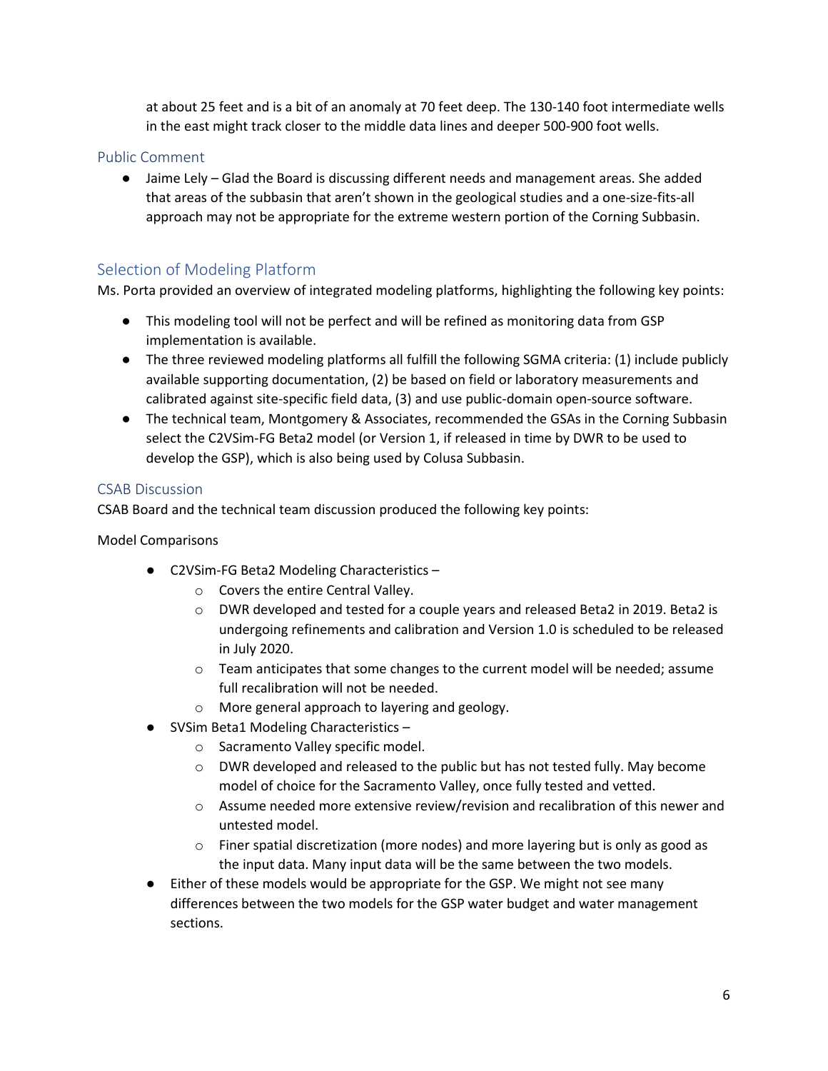at about 25 feet and is a bit of an anomaly at 70 feet deep. The 130-140 foot intermediate wells in the east might track closer to the middle data lines and deeper 500-900 foot wells.

### Public Comment

- Jaime Lely – Glad the Board is discussing different needs and management areas. She added that areas of the subbasin that aren't shown in the geological studies and a one-size-fits-all approach may not be appropriate for the extreme western portion of the Corning Subbasin.

## Selection of Modeling Platform

Ms. Porta provided an overview of integrated modeling platforms, highlighting the following key points:

- This modeling tool will not be perfect and will be refined as monitoring data from GSP implementation is available.
- The three reviewed modeling platforms all fulfill the following SGMA criteria: (1) include publicly available supporting documentation, (2) be based on field or laboratory measurements and calibrated against site-specific field data, (3) and use public-domain open-source software.
- The technical team, Montgomery & Associates, recommended the GSAs in the Corning Subbasin select the C2VSim-FG Beta2 model (or Version 1, if released in time by DWR to be used to develop the GSP), which is also being used by Colusa Subbasin.

### CSAB Discussion

CSAB Board and the technical team discussion produced the following key points:

Model Comparisons

- C2VSim-FG Beta2 Modeling Characteristics –
  - Covers the entire Central Valley.
  - DWR developed and tested for a couple years and released Beta2 in 2019. Beta2 is undergoing refinements and calibration and Version 1.0 is scheduled to be released in July 2020.
  - Team anticipates that some changes to the current model will be needed; assume full recalibration will not be needed.
  - More general approach to layering and geology.
- SVSim Beta1 Modeling Characteristics –
  - Sacramento Valley specific model.
  - DWR developed and released to the public but has not tested fully. May become model of choice for the Sacramento Valley, once fully tested and vetted.
  - Assume needed more extensive review/revision and recalibration of this newer and untested model.
  - Finer spatial discretization (more nodes) and more layering but is only as good as the input data. Many input data will be the same between the two models.
- Either of these models would be appropriate for the GSP. We might not see many differences between the two models for the GSP water budget and water management sections.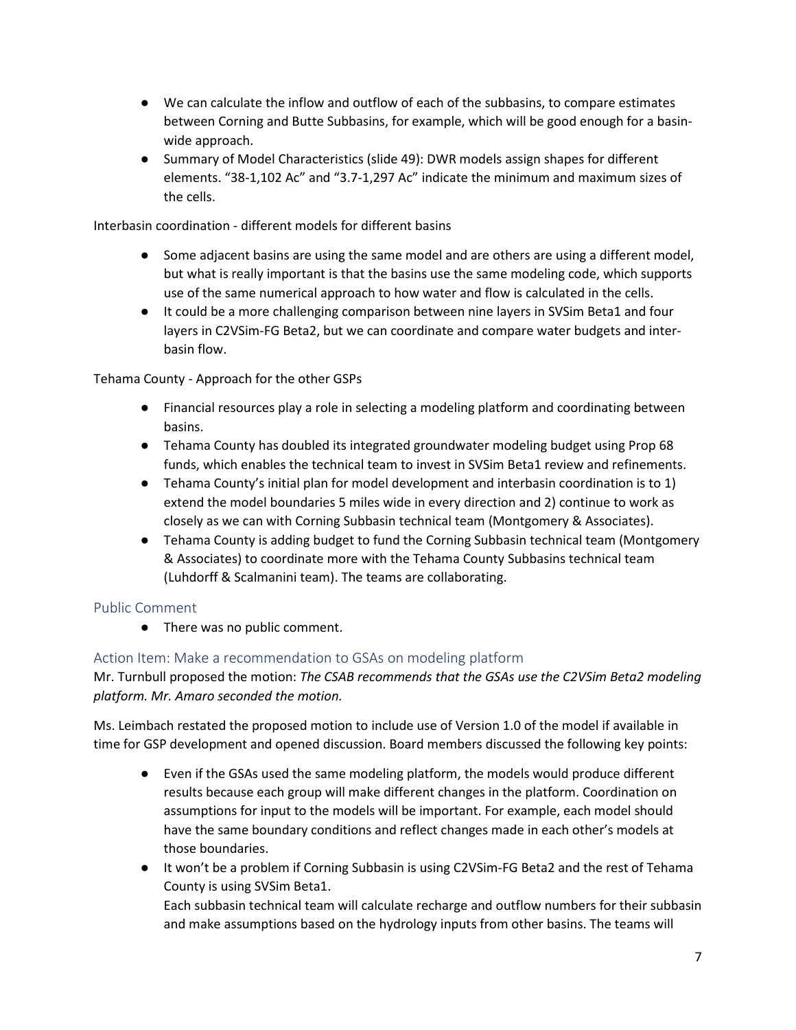- We can calculate the inflow and outflow of each of the subbasins, to compare estimates between Corning and Butte Subbasins, for example, which will be good enough for a basin-wide approach.
- Summary of Model Characteristics (slide 49): DWR models assign shapes for different elements. "38-1,102 Ac" and "3.7-1,297 Ac" indicate the minimum and maximum sizes of the cells.

Interbasin coordination - different models for different basins

- Some adjacent basins are using the same model and are others are using a different model, but what is really important is that the basins use the same modeling code, which supports use of the same numerical approach to how water and flow is calculated in the cells.
- It could be a more challenging comparison between nine layers in SVSim Beta1 and four layers in C2VSim-FG Beta2, but we can coordinate and compare water budgets and inter-basin flow.

Tehama County - Approach for the other GSPs

- Financial resources play a role in selecting a modeling platform and coordinating between basins.
- Tehama County has doubled its integrated groundwater modeling budget using Prop 68 funds, which enables the technical team to invest in SVSim Beta1 review and refinements.
- Tehama County's initial plan for model development and interbasin coordination is to 1) extend the model boundaries 5 miles wide in every direction and 2) continue to work as closely as we can with Corning Subbasin technical team (Montgomery & Associates).
- Tehama County is adding budget to fund the Corning Subbasin technical team (Montgomery & Associates) to coordinate more with the Tehama County Subbasins technical team (Luhdorff & Scalmanini team). The teams are collaborating.

## Public Comment

- There was no public comment.

## Action Item: Make a recommendation to GSAs on modeling platform

Mr. Turnbull proposed the motion: *The CSAB recommends that the GSAs use the C2VSim Beta2 modeling platform. Mr. Amaro seconded the motion.*

Ms. Leimbach restated the proposed motion to include use of Version 1.0 of the model if available in time for GSP development and opened discussion. Board members discussed the following key points:

- Even if the GSAs used the same modeling platform, the models would produce different results because each group will make different changes in the platform. Coordination on assumptions for input to the models will be important. For example, each model should have the same boundary conditions and reflect changes made in each other's models at those boundaries.
- It won't be a problem if Corning Subbasin is using C2VSim-FG Beta2 and the rest of Tehama County is using SVSim Beta1.
  Each subbasin technical team will calculate recharge and outflow numbers for their subbasin and make assumptions based on the hydrology inputs from other basins. The teams will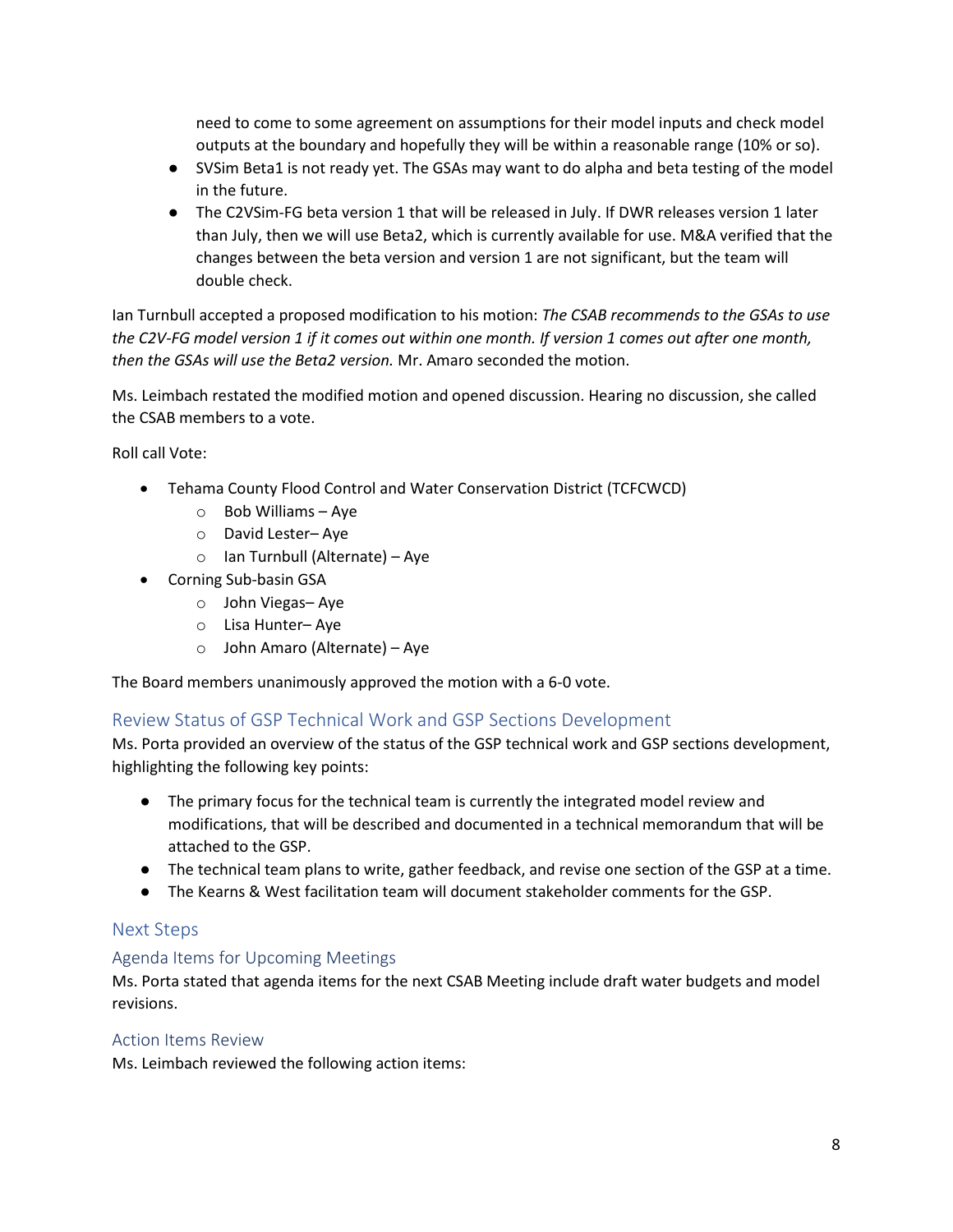need to come to some agreement on assumptions for their model inputs and check model outputs at the boundary and hopefully they will be within a reasonable range (10% or so).

- SVSim Beta1 is not ready yet. The GSAs may want to do alpha and beta testing of the model in the future.
- The C2VSim-FG beta version 1 that will be released in July. If DWR releases version 1 later than July, then we will use Beta2, which is currently available for use. M&A verified that the changes between the beta version and version 1 are not significant, but the team will double check.

Ian Turnbull accepted a proposed modification to his motion: *The CSAB recommends to the GSAs to use the C2V-FG model version 1 if it comes out within one month. If version 1 comes out after one month, then the GSAs will use the Beta2 version.* Mr. Amaro seconded the motion.

Ms. Leimbach restated the modified motion and opened discussion. Hearing no discussion, she called the CSAB members to a vote.

Roll call Vote:

- Tehama County Flood Control and Water Conservation District (TCFCWCD)
  - Bob Williams – Aye
  - David Lester– Aye
  - Ian Turnbull (Alternate) – Aye
- Corning Sub-basin GSA
  - John Viegas– Aye
  - Lisa Hunter– Aye
  - John Amaro (Alternate) – Aye

The Board members unanimously approved the motion with a 6-0 vote.

## Review Status of GSP Technical Work and GSP Sections Development

Ms. Porta provided an overview of the status of the GSP technical work and GSP sections development, highlighting the following key points:

- The primary focus for the technical team is currently the integrated model review and modifications, that will be described and documented in a technical memorandum that will be attached to the GSP.
- The technical team plans to write, gather feedback, and revise one section of the GSP at a time.
- The Kearns & West facilitation team will document stakeholder comments for the GSP.

## Next Steps

### Agenda Items for Upcoming Meetings

Ms. Porta stated that agenda items for the next CSAB Meeting include draft water budgets and model revisions.

### Action Items Review

Ms. Leimbach reviewed the following action items: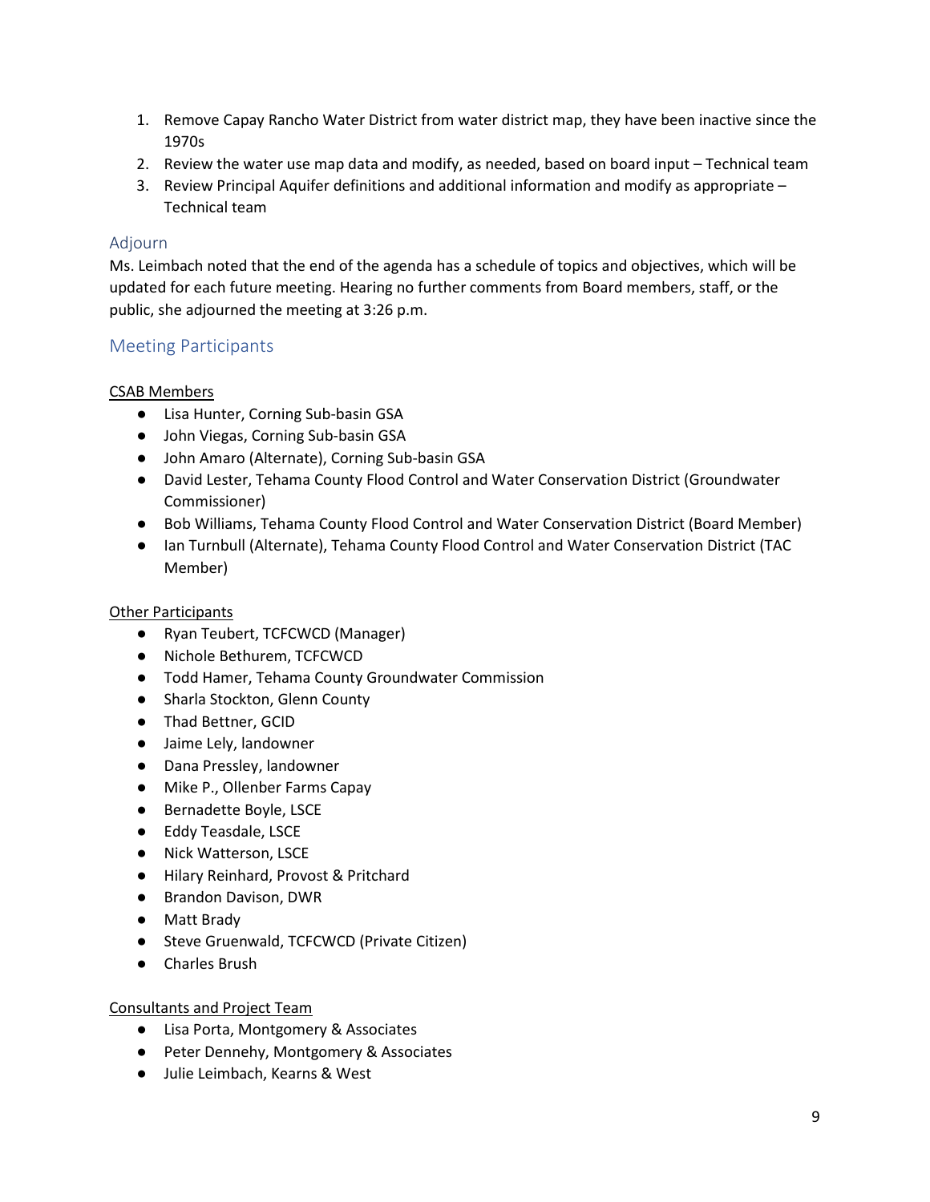1. Remove Capay Rancho Water District from water district map, they have been inactive since the 1970s
2. Review the water use map data and modify, as needed, based on board input – Technical team
3. Review Principal Aquifer definitions and additional information and modify as appropriate – Technical team

## Adjourn

Ms. Leimbach noted that the end of the agenda has a schedule of topics and objectives, which will be updated for each future meeting. Hearing no further comments from Board members, staff, or the public, she adjourned the meeting at 3:26 p.m.

## Meeting Participants

CSAB Members

- Lisa Hunter, Corning Sub-basin GSA
- John Viegas, Corning Sub-basin GSA
- John Amaro (Alternate), Corning Sub-basin GSA
- David Lester, Tehama County Flood Control and Water Conservation District (Groundwater Commissioner)
- Bob Williams, Tehama County Flood Control and Water Conservation District (Board Member)
- Ian Turnbull (Alternate), Tehama County Flood Control and Water Conservation District (TAC Member)

Other Participants

- Ryan Teubert, TCFCWCD (Manager)
- Nichole Bethurem, TCFCWCD
- Todd Hamer, Tehama County Groundwater Commission
- Sharla Stockton, Glenn County
- Thad Bettner, GCID
- Jaime Lely, landowner
- Dana Pressley, landowner
- Mike P., Ollenber Farms Capay
- Bernadette Boyle, LSCE
- Eddy Teasdale, LSCE
- Nick Watterson, LSCE
- Hilary Reinhard, Provost & Pritchard
- Brandon Davison, DWR
- Matt Brady
- Steve Gruenwald, TCFCWCD (Private Citizen)
- Charles Brush

Consultants and Project Team

- Lisa Porta, Montgomery & Associates
- Peter Dennehy, Montgomery & Associates
- Julie Leimbach, Kearns & West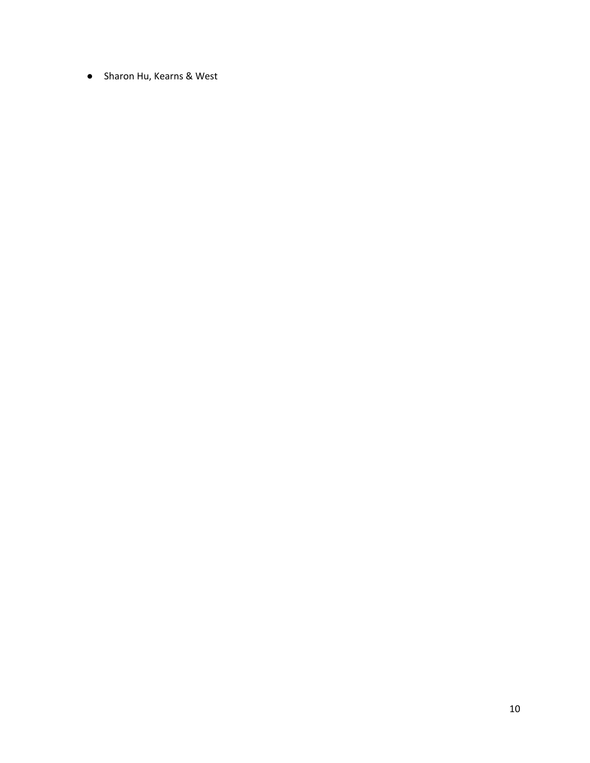- Sharon Hu, Kearns & West